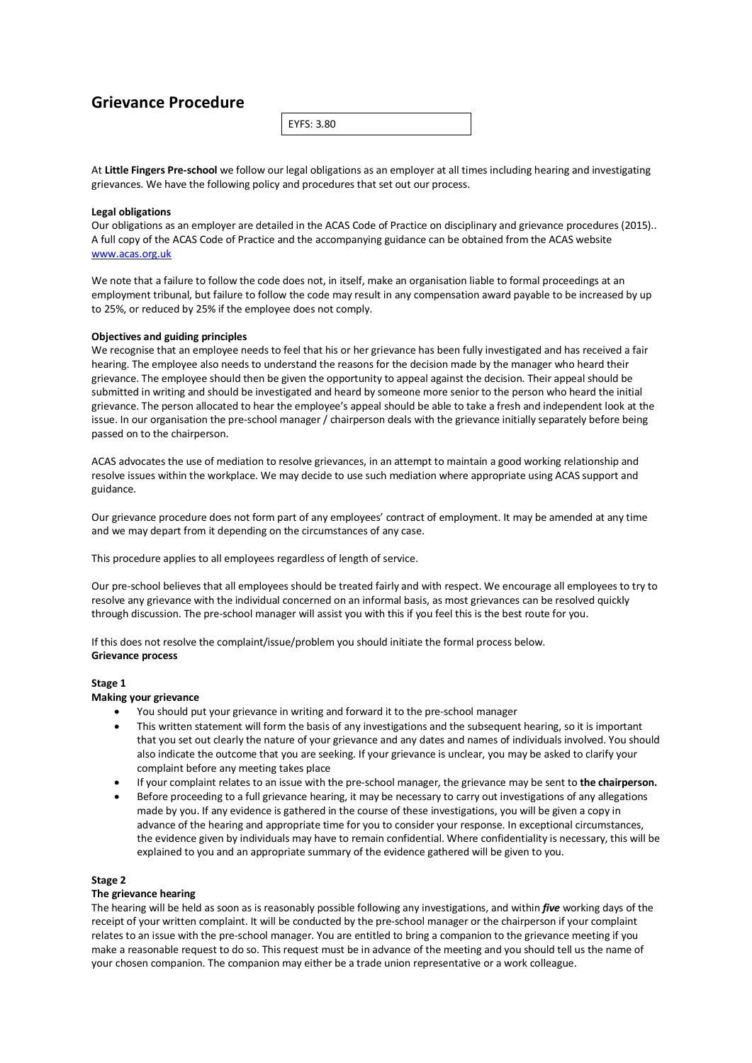# Grievance Procedure

EYFS: 3.80

At **Little Fingers Pre-school** we follow our legal obligations as an employer at all times including hearing and investigating grievances. We have the following policy and procedures that set out our process.

**Legal obligations**

Our obligations as an employer are detailed in the ACAS Code of Practice on disciplinary and grievance procedures (2015).. A full copy of the ACAS Code of Practice and the accompanying guidance can be obtained from the ACAS website [www.acas.org.uk](www.acas.org.uk)

We note that a failure to follow the code does not, in itself, make an organisation liable to formal proceedings at an employment tribunal, but failure to follow the code may result in any compensation award payable to be increased by up to 25%, or reduced by 25% if the employee does not comply.

**Objectives and guiding principles**

We recognise that an employee needs to feel that his or her grievance has been fully investigated and has received a fair hearing. The employee also needs to understand the reasons for the decision made by the manager who heard their grievance. The employee should then be given the opportunity to appeal against the decision. Their appeal should be submitted in writing and should be investigated and heard by someone more senior to the person who heard the initial grievance. The person allocated to hear the employee's appeal should be able to take a fresh and independent look at the issue. In our organisation the pre-school manager / chairperson deals with the grievance initially separately before being passed on to the chairperson.

ACAS advocates the use of mediation to resolve grievances, in an attempt to maintain a good working relationship and resolve issues within the workplace. We may decide to use such mediation where appropriate using ACAS support and guidance.

Our grievance procedure does not form part of any employees' contract of employment. It may be amended at any time and we may depart from it depending on the circumstances of any case.

This procedure applies to all employees regardless of length of service.

Our pre-school believes that all employees should be treated fairly and with respect. We encourage all employees to try to resolve any grievance with the individual concerned on an informal basis, as most grievances can be resolved quickly through discussion. The pre-school manager will assist you with this if you feel this is the best route for you.

If this does not resolve the complaint/issue/problem you should initiate the formal process below.

**Grievance process**

**Stage 1**

**Making your grievance**

- You should put your grievance in writing and forward it to the pre-school manager
- This written statement will form the basis of any investigations and the subsequent hearing, so it is important that you set out clearly the nature of your grievance and any dates and names of individuals involved. You should also indicate the outcome that you are seeking. If your grievance is unclear, you may be asked to clarify your complaint before any meeting takes place
- If your complaint relates to an issue with the pre-school manager, the grievance may be sent to **the chairperson.**
- Before proceeding to a full grievance hearing, it may be necessary to carry out investigations of any allegations made by you. If any evidence is gathered in the course of these investigations, you will be given a copy in advance of the hearing and appropriate time for you to consider your response. In exceptional circumstances, the evidence given by individuals may have to remain confidential. Where confidentiality is necessary, this will be explained to you and an appropriate summary of the evidence gathered will be given to you.

**Stage 2**

**The grievance hearing**

The hearing will be held as soon as is reasonably possible following any investigations, and within ***five*** working days of the receipt of your written complaint. It will be conducted by the pre-school manager or the chairperson if your complaint relates to an issue with the pre-school manager. You are entitled to bring a companion to the grievance meeting if you make a reasonable request to do so. This request must be in advance of the meeting and you should tell us the name of your chosen companion. The companion may either be a trade union representative or a work colleague.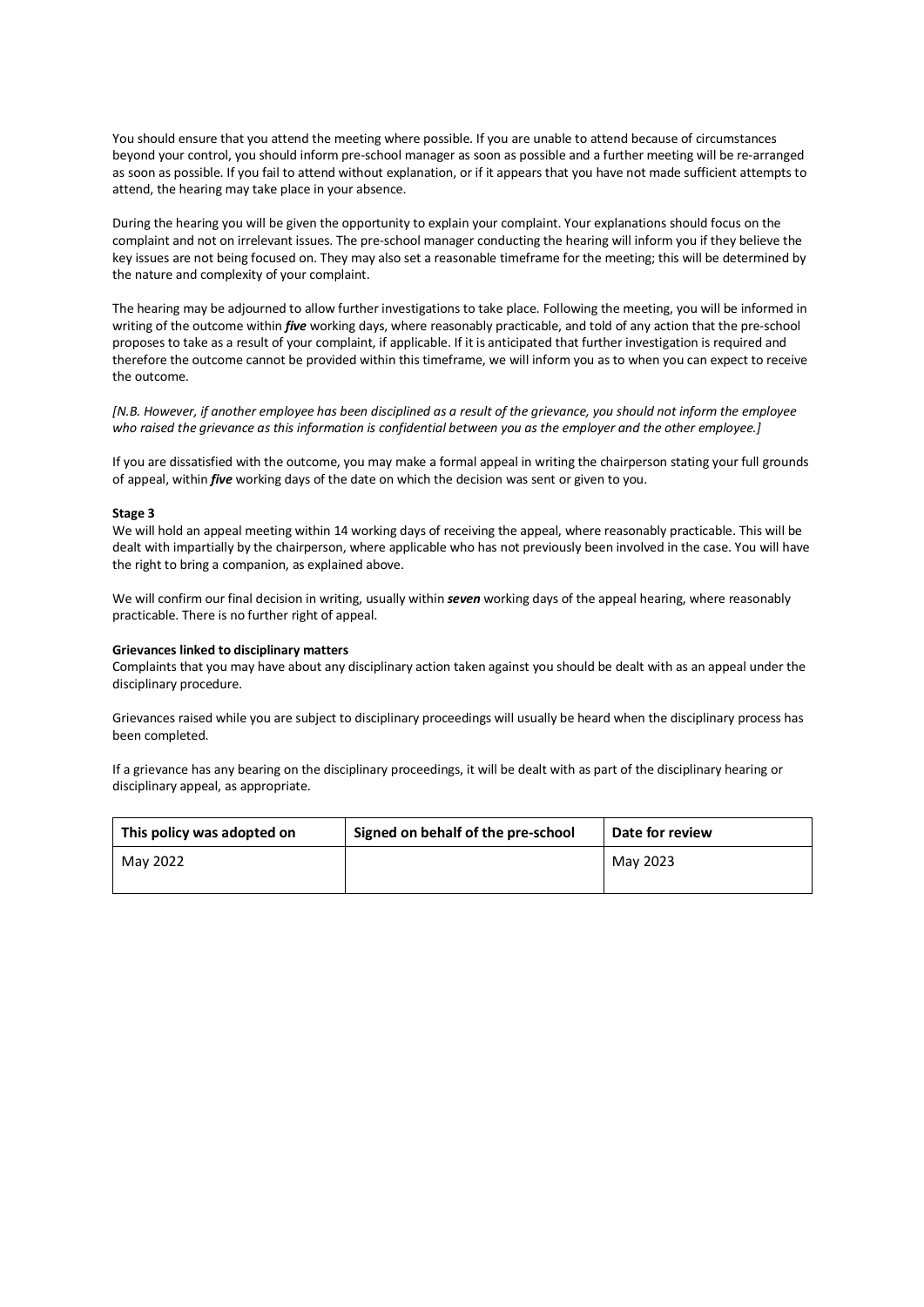You should ensure that you attend the meeting where possible. If you are unable to attend because of circumstances beyond your control, you should inform pre-school manager as soon as possible and a further meeting will be re-arranged as soon as possible. If you fail to attend without explanation, or if it appears that you have not made sufficient attempts to attend, the hearing may take place in your absence.

During the hearing you will be given the opportunity to explain your complaint. Your explanations should focus on the complaint and not on irrelevant issues. The pre-school manager conducting the hearing will inform you if they believe the key issues are not being focused on. They may also set a reasonable timeframe for the meeting; this will be determined by the nature and complexity of your complaint.

The hearing may be adjourned to allow further investigations to take place. Following the meeting, you will be informed in writing of the outcome within ***five*** working days, where reasonably practicable, and told of any action that the pre-school proposes to take as a result of your complaint, if applicable. If it is anticipated that further investigation is required and therefore the outcome cannot be provided within this timeframe, we will inform you as to when you can expect to receive the outcome.

*[N.B. However, if another employee has been disciplined as a result of the grievance, you should not inform the employee who raised the grievance as this information is confidential between you as the employer and the other employee.]*

If you are dissatisfied with the outcome, you may make a formal appeal in writing the chairperson stating your full grounds of appeal, within ***five*** working days of the date on which the decision was sent or given to you.

**Stage 3**

We will hold an appeal meeting within 14 working days of receiving the appeal, where reasonably practicable. This will be dealt with impartially by the chairperson, where applicable who has not previously been involved in the case. You will have the right to bring a companion, as explained above.

We will confirm our final decision in writing, usually within ***seven*** working days of the appeal hearing, where reasonably practicable. There is no further right of appeal.

**Grievances linked to disciplinary matters**

Complaints that you may have about any disciplinary action taken against you should be dealt with as an appeal under the disciplinary procedure.

Grievances raised while you are subject to disciplinary proceedings will usually be heard when the disciplinary process has been completed.

If a grievance has any bearing on the disciplinary proceedings, it will be dealt with as part of the disciplinary hearing or disciplinary appeal, as appropriate.

| This policy was adopted on | Signed on behalf of the pre-school | Date for review |
|---|---|---|
| May 2022 | | May 2023 |